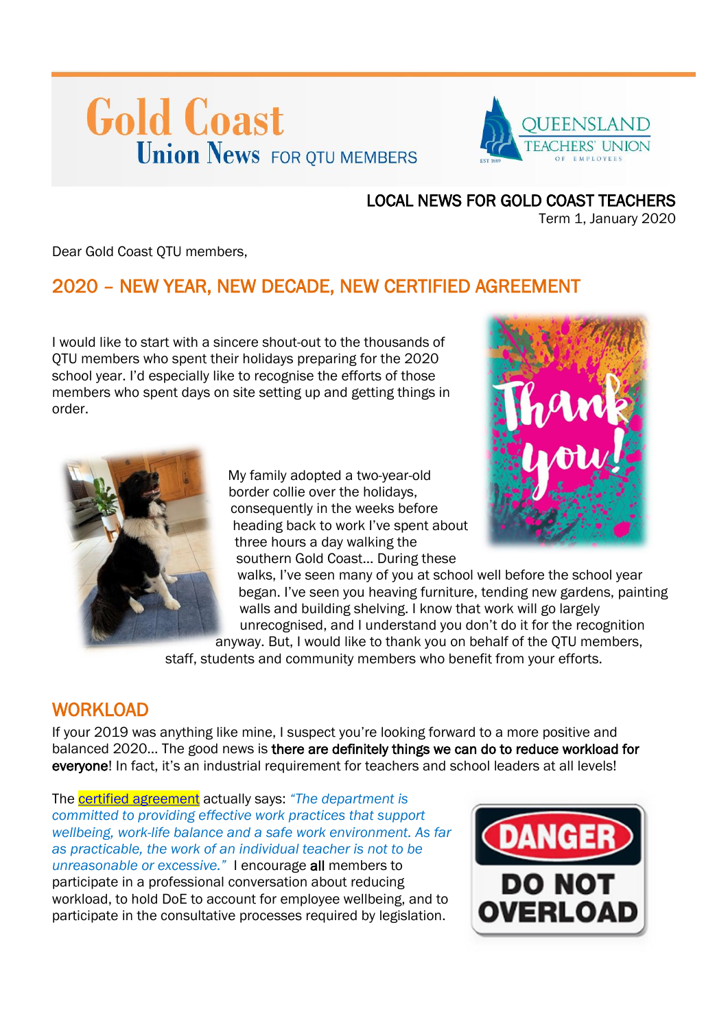# Gold Coast Union News FOR QTU MEMBERS

QUEENSLAND TEACHERS' UNION OF EMPLOYEES

LOCAL NEWS FOR GOLD COAST TEACHERS

Term 1, January 2020

Dear Gold Coast QTU members,

## 2020 – NEW YEAR, NEW DECADE, NEW CERTIFIED AGREEMENT

I would like to start with a sincere shout-out to the thousands of QTU members who spent their holidays preparing for the 2020 school year. I'd especially like to recognise the efforts of those members who spent days on site setting up and getting things in order.

My family adopted a two-year-old border collie over the holidays, consequently in the weeks before heading back to work I've spent about three hours a day walking the southern Gold Coast… During these walks, I've seen many of you at school well before the school year began. I've seen you heaving furniture, tending new gardens, painting walls and building shelving. I know that work will go largely unrecognised, and I understand you don't do it for the recognition anyway. But, I would like to thank you on behalf of the QTU members, staff, students and community members who benefit from your efforts.

## WORKLOAD

If your 2019 was anything like mine, I suspect you're looking forward to a more positive and balanced 2020… The good news is **there are definitely things we can do to reduce workload for everyone**! In fact, it's an industrial requirement for teachers and school leaders at all levels!

The certified agreement actually says: *"The department is committed to providing effective work practices that support wellbeing, work-life balance and a safe work environment. As far as practicable, the work of an individual teacher is not to be unreasonable or excessive."* I encourage **all** members to participate in a professional conversation about reducing workload, to hold DoE to account for employee wellbeing, and to participate in the consultative processes required by legislation.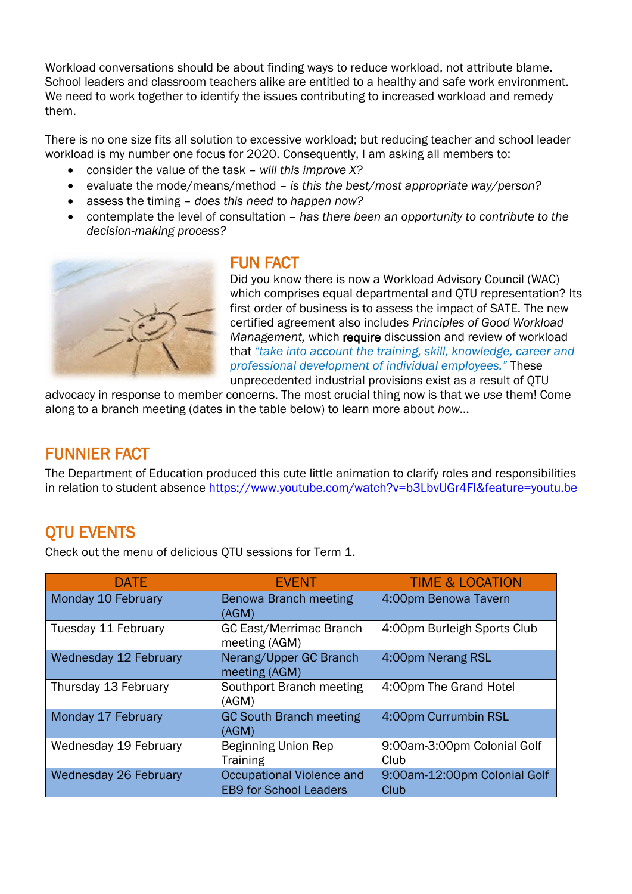Workload conversations should be about finding ways to reduce workload, not attribute blame. School leaders and classroom teachers alike are entitled to a healthy and safe work environment. We need to work together to identify the issues contributing to increased workload and remedy them.

There is no one size fits all solution to excessive workload; but reducing teacher and school leader workload is my number one focus for 2020. Consequently, I am asking all members to:

- consider the value of the task – *will this improve X?*
- evaluate the mode/means/method – *is this the best/most appropriate way/person?*
- assess the timing – *does this need to happen now?*
- contemplate the level of consultation – *has there been an opportunity to contribute to the decision-making process?*

## FUN FACT

Did you know there is now a Workload Advisory Council (WAC) which comprises equal departmental and QTU representation? Its first order of business is to assess the impact of SATE. The new certified agreement also includes *Principles of Good Workload Management,* which **require** discussion and review of workload that *"take into account the training, skill, knowledge, career and professional development of individual employees."* These unprecedented industrial provisions exist as a result of QTU advocacy in response to member concerns. The most crucial thing now is that we *use* them! Come along to a branch meeting (dates in the table below) to learn more about *how*...

## FUNNIER FACT

The Department of Education produced this cute little animation to clarify roles and responsibilities in relation to student absence https://www.youtube.com/watch?v=b3LbvUGr4FI&feature=youtu.be

## QTU EVENTS

Check out the menu of delicious QTU sessions for Term 1.

| DATE | EVENT | TIME & LOCATION |
|---|---|---|
| Monday 10 February | Benowa Branch meeting (AGM) | 4:00pm Benowa Tavern |
| Tuesday 11 February | GC East/Merrimac Branch meeting (AGM) | 4:00pm Burleigh Sports Club |
| Wednesday 12 February | Nerang/Upper GC Branch meeting (AGM) | 4:00pm Nerang RSL |
| Thursday 13 February | Southport Branch meeting (AGM) | 4:00pm The Grand Hotel |
| Monday 17 February | GC South Branch meeting (AGM) | 4:00pm Currumbin RSL |
| Wednesday 19 February | Beginning Union Rep Training | 9:00am-3:00pm Colonial Golf Club |
| Wednesday 26 February | Occupational Violence and EB9 for School Leaders | 9:00am-12:00pm Colonial Golf Club |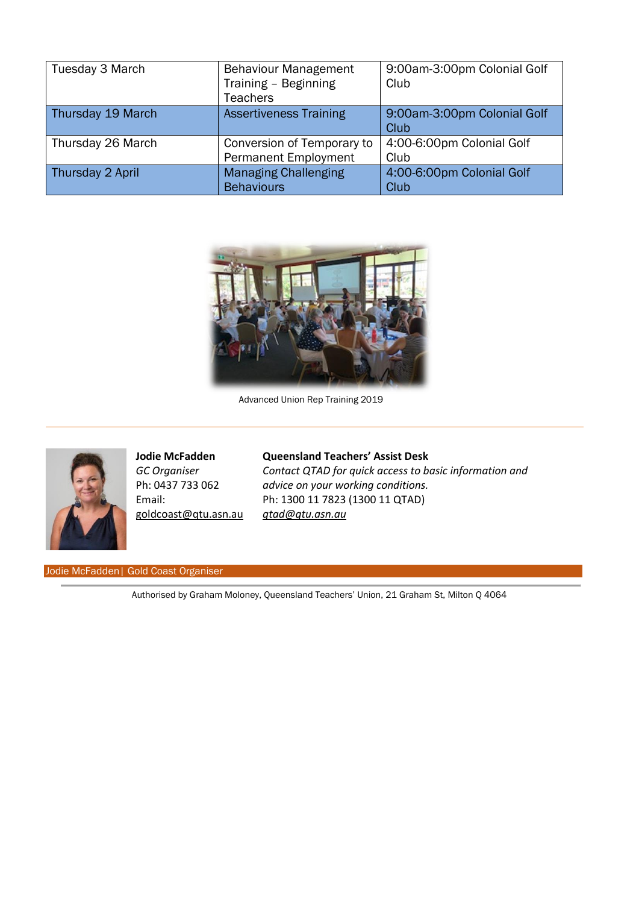| | | |
|---|---|---|
| Tuesday 3 March | Behaviour Management Training – Beginning Teachers | 9:00am-3:00pm Colonial Golf Club |
| Thursday 19 March | Assertiveness Training | 9:00am-3:00pm Colonial Golf Club |
| Thursday 26 March | Conversion of Temporary to Permanent Employment | 4:00-6:00pm Colonial Golf Club |
| Thursday 2 April | Managing Challenging Behaviours | 4:00-6:00pm Colonial Golf Club |

Advanced Union Rep Training 2019

---

**Jodie McFadden**
*GC Organiser*
Ph: 0437 733 062
Email:
goldcoast@qtu.asn.au

**Queensland Teachers' Assist Desk**
*Contact QTAD for quick access to basic information and advice on your working conditions.*
Ph: 1300 11 7823 (1300 11 QTAD)
*qtad@qtu.asn.au*

Jodie McFadden | Gold Coast Organiser

Authorised by Graham Moloney, Queensland Teachers' Union, 21 Graham St, Milton Q 4064